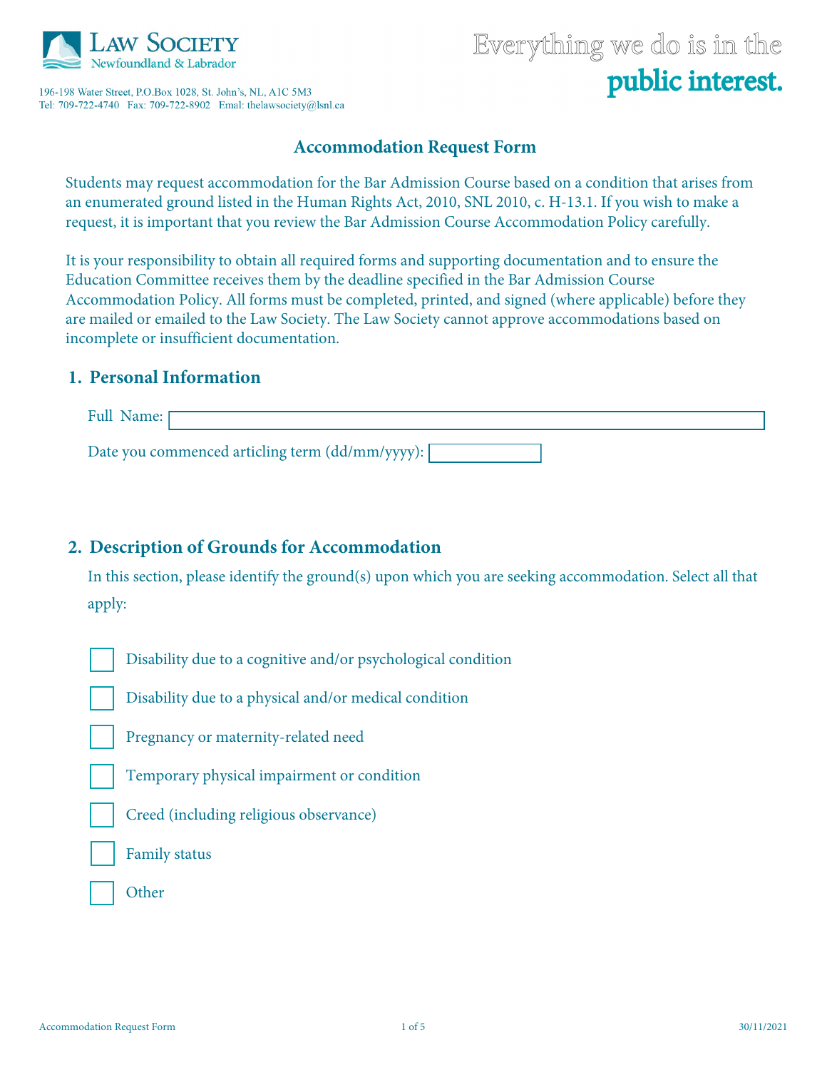Law Society Newfoundland & Labrador

196-198 Water Street, P.O.Box 1028, St. John's, NL, A1C 5M3
Tel: 709-722-4740 Fax: 709-722-8902 Emal: thelawsociety@lsnl.ca

Everything we do is in the **public interest.**

# Accommodation Request Form

Students may request accommodation for the Bar Admission Course based on a condition that arises from an enumerated ground listed in the Human Rights Act, 2010, SNL 2010, c. H-13.1. If you wish to make a request, it is important that you review the Bar Admission Course Accommodation Policy carefully.

It is your responsibility to obtain all required forms and supporting documentation and to ensure the Education Committee receives them by the deadline specified in the Bar Admission Course Accommodation Policy. All forms must be completed, printed, and signed (where applicable) before they are mailed or emailed to the Law Society. The Law Society cannot approve accommodations based on incomplete or insufficient documentation.

## 1. Personal Information

Full Name: ____________________

Date you commenced articling term (dd/mm/yyyy): __________

## 2. Description of Grounds for Accommodation

In this section, please identify the ground(s) upon which you are seeking accommodation. Select all that apply:

- [ ] Disability due to a cognitive and/or psychological condition
- [ ] Disability due to a physical and/or medical condition
- [ ] Pregnancy or maternity-related need
- [ ] Temporary physical impairment or condition
- [ ] Creed (including religious observance)
- [ ] Family status
- [ ] Other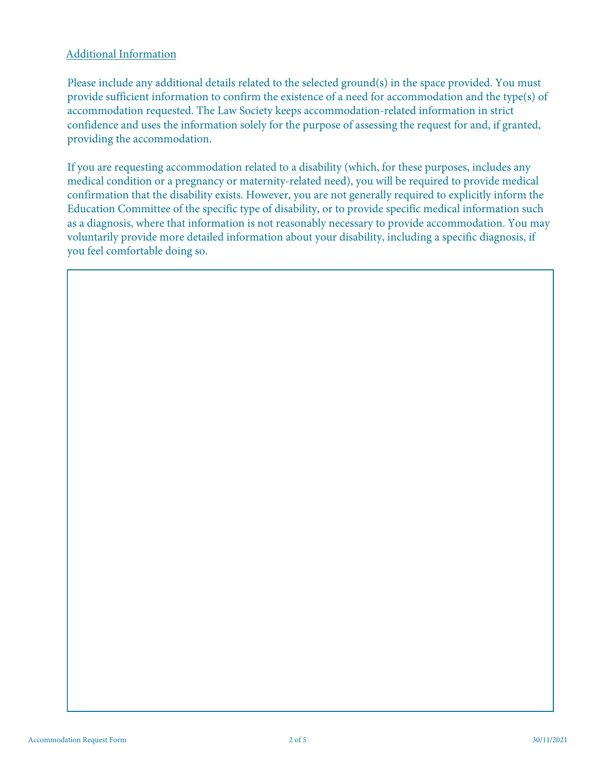## Additional Information

Please include any additional details related to the selected ground(s) in the space provided. You must provide sufficient information to confirm the existence of a need for accommodation and the type(s) of accommodation requested. The Law Society keeps accommodation-related information in strict confidence and uses the information solely for the purpose of assessing the request for and, if granted, providing the accommodation.

If you are requesting accommodation related to a disability (which, for these purposes, includes any medical condition or a pregnancy or maternity-related need), you will be required to provide medical confirmation that the disability exists. However, you are not generally required to explicitly inform the Education Committee of the specific type of disability, or to provide specific medical information such as a diagnosis, where that information is not reasonably necessary to provide accommodation. You may voluntarily provide more detailed information about your disability, including a specific diagnosis, if you feel comfortable doing so.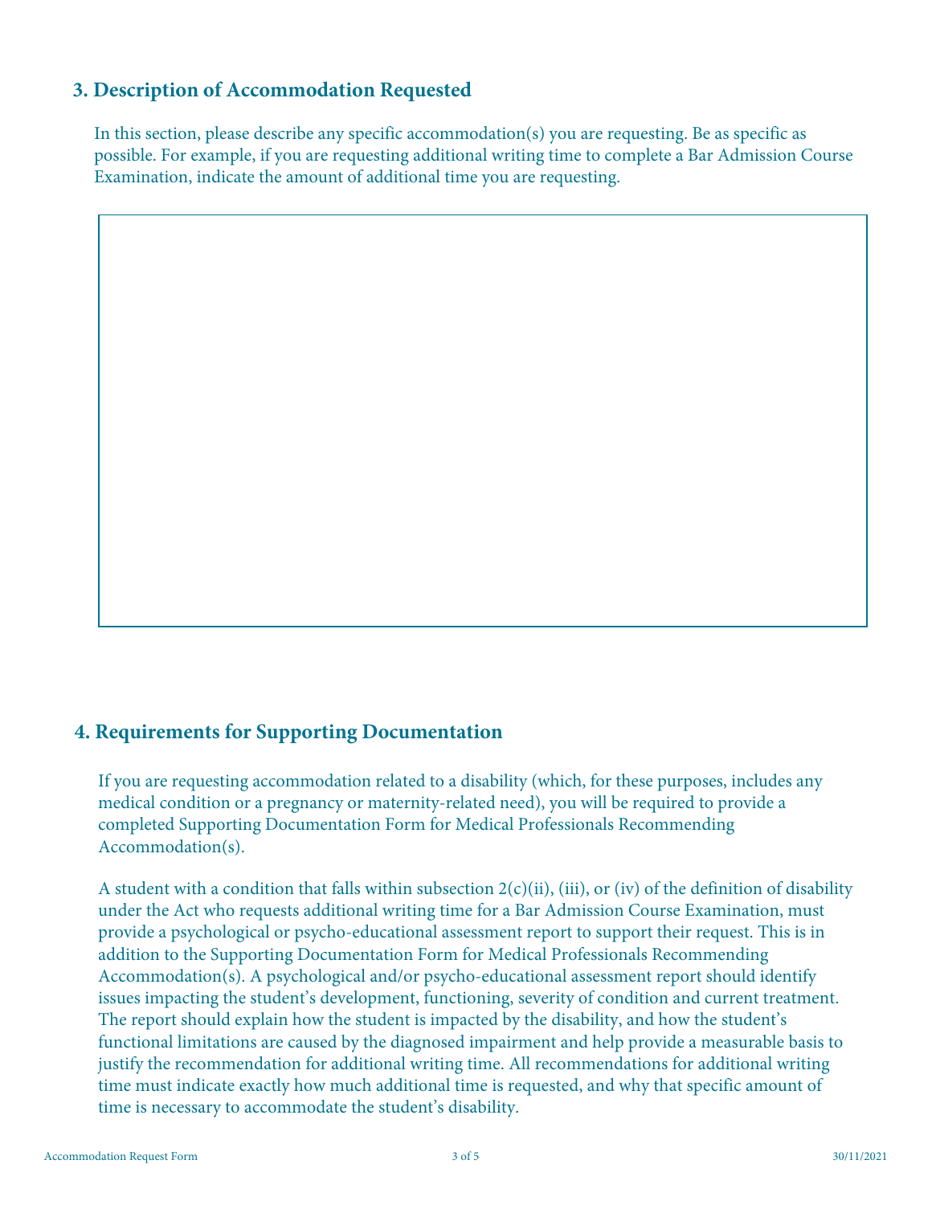## 3. Description of Accommodation Requested

In this section, please describe any specific accommodation(s) you are requesting. Be as specific as possible. For example, if you are requesting additional writing time to complete a Bar Admission Course Examination, indicate the amount of additional time you are requesting.

## 4. Requirements for Supporting Documentation

If you are requesting accommodation related to a disability (which, for these purposes, includes any medical condition or a pregnancy or maternity-related need), you will be required to provide a completed Supporting Documentation Form for Medical Professionals Recommending Accommodation(s).

A student with a condition that falls within subsection 2(c)(ii), (iii), or (iv) of the definition of disability under the Act who requests additional writing time for a Bar Admission Course Examination, must provide a psychological or psycho-educational assessment report to support their request. This is in addition to the Supporting Documentation Form for Medical Professionals Recommending Accommodation(s). A psychological and/or psycho-educational assessment report should identify issues impacting the student's development, functioning, severity of condition and current treatment. The report should explain how the student is impacted by the disability, and how the student's functional limitations are caused by the diagnosed impairment and help provide a measurable basis to justify the recommendation for additional writing time. All recommendations for additional writing time must indicate exactly how much additional time is requested, and why that specific amount of time is necessary to accommodate the student's disability.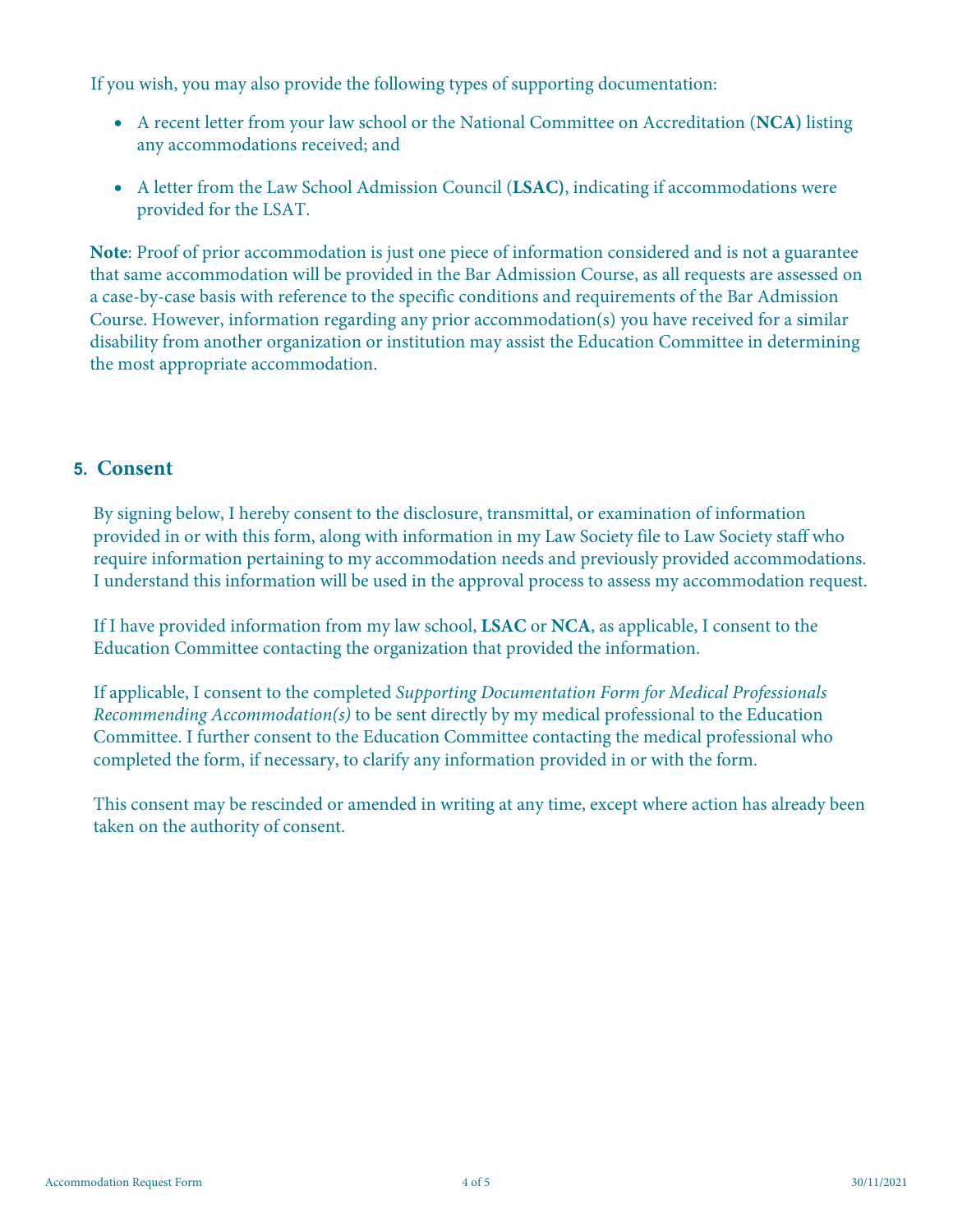If you wish, you may also provide the following types of supporting documentation:

- A recent letter from your law school or the National Committee on Accreditation (**NCA)** listing any accommodations received; and
- A letter from the Law School Admission Council (**LSAC)**, indicating if accommodations were provided for the LSAT.

**Note**: Proof of prior accommodation is just one piece of information considered and is not a guarantee that same accommodation will be provided in the Bar Admission Course, as all requests are assessed on a case-by-case basis with reference to the specific conditions and requirements of the Bar Admission Course. However, information regarding any prior accommodation(s) you have received for a similar disability from another organization or institution may assist the Education Committee in determining the most appropriate accommodation.

## 5. Consent

By signing below, I hereby consent to the disclosure, transmittal, or examination of information provided in or with this form, along with information in my Law Society file to Law Society staff who require information pertaining to my accommodation needs and previously provided accommodations. I understand this information will be used in the approval process to assess my accommodation request.

If I have provided information from my law school, **LSAC** or **NCA**, as applicable, I consent to the Education Committee contacting the organization that provided the information.

If applicable, I consent to the completed *Supporting Documentation Form for Medical Professionals Recommending Accommodation(s)* to be sent directly by my medical professional to the Education Committee. I further consent to the Education Committee contacting the medical professional who completed the form, if necessary, to clarify any information provided in or with the form.

This consent may be rescinded or amended in writing at any time, except where action has already been taken on the authority of consent.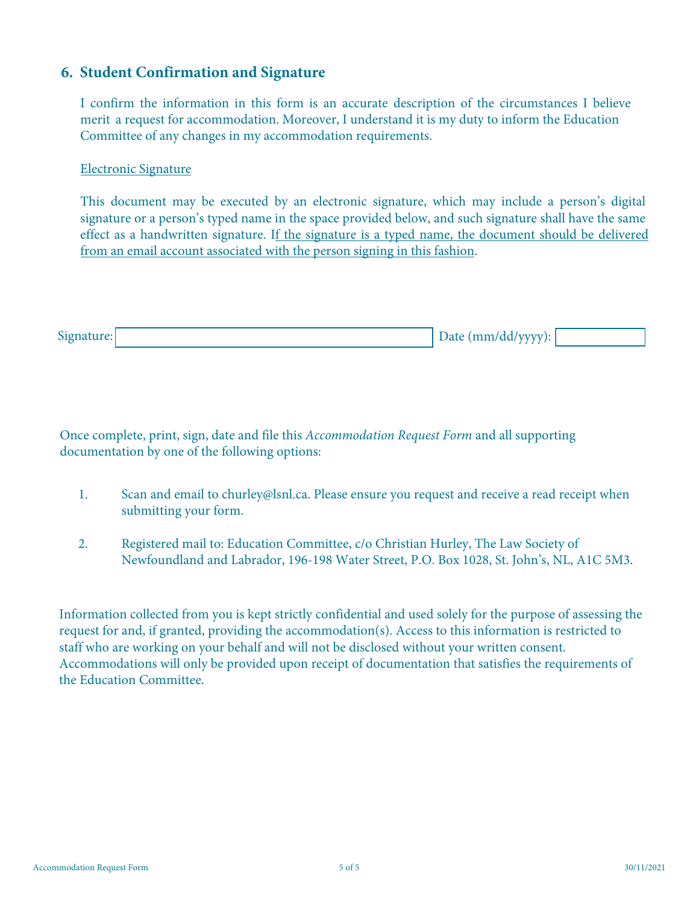## 6. Student Confirmation and Signature

I confirm the information in this form is an accurate description of the circumstances I believe merit a request for accommodation. Moreover, I understand it is my duty to inform the Education Committee of any changes in my accommodation requirements.

Electronic Signature

This document may be executed by an electronic signature, which may include a person's digital signature or a person's typed name in the space provided below, and such signature shall have the same effect as a handwritten signature. If the signature is a typed name, the document should be delivered from an email account associated with the person signing in this fashion.

Signature: ____________________ Date (mm/dd/yyyy): ____________

Once complete, print, sign, date and file this *Accommodation Request Form* and all supporting documentation by one of the following options:

1. Scan and email to churley@lsnl.ca. Please ensure you request and receive a read receipt when submitting your form.

2. Registered mail to: Education Committee, c/o Christian Hurley, The Law Society of Newfoundland and Labrador, 196-198 Water Street, P.O. Box 1028, St. John's, NL, A1C 5M3.

Information collected from you is kept strictly confidential and used solely for the purpose of assessing the request for and, if granted, providing the accommodation(s). Access to this information is restricted to staff who are working on your behalf and will not be disclosed without your written consent. Accommodations will only be provided upon receipt of documentation that satisfies the requirements of the Education Committee.